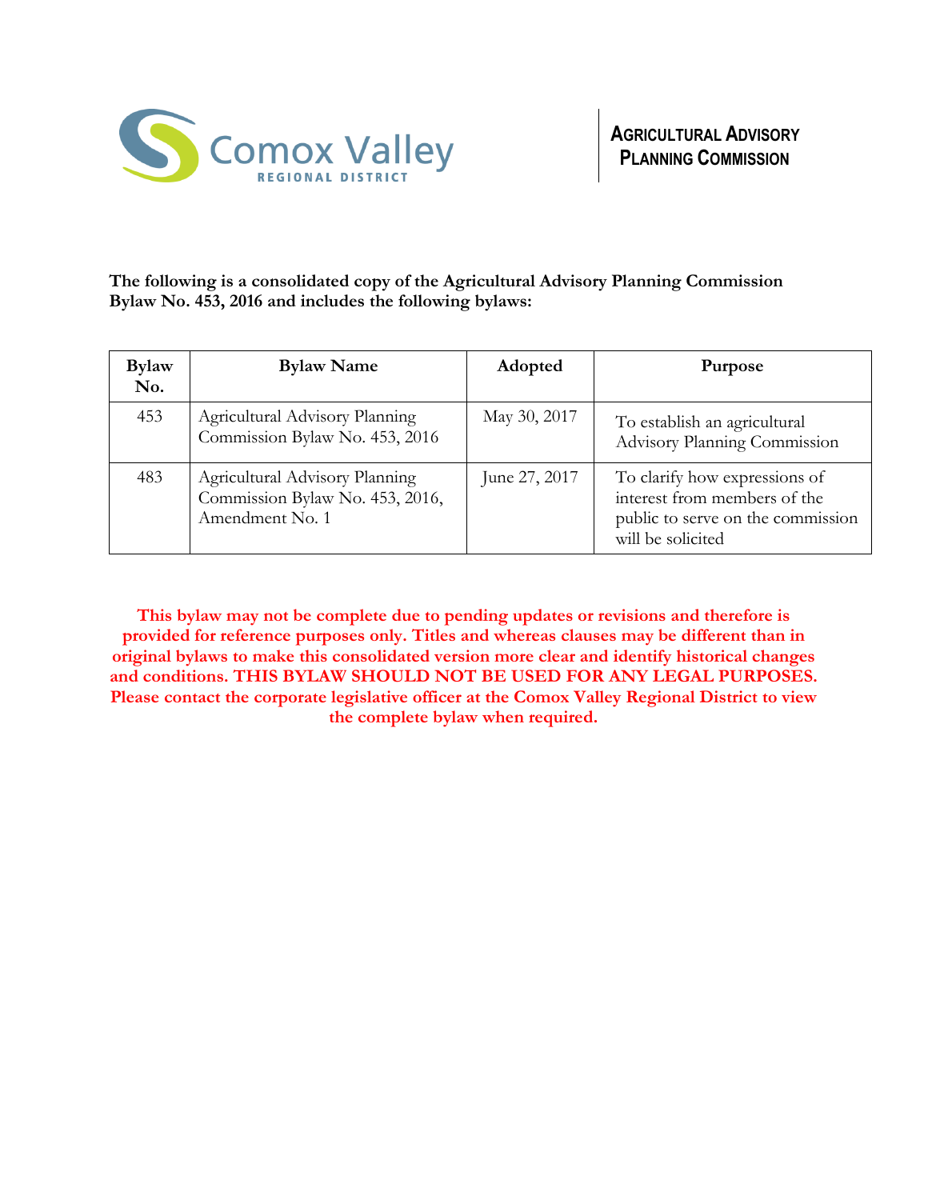Comox Valley
REGIONAL DISTRICT

**AGRICULTURAL ADVISORY PLANNING COMMISSION**

**The following is a consolidated copy of the Agricultural Advisory Planning Commission Bylaw No. 453, 2016 and includes the following bylaws:**

| Bylaw No. | Bylaw Name | Adopted | Purpose |
|---|---|---|---|
| 453 | Agricultural Advisory Planning Commission Bylaw No. 453, 2016 | May 30, 2017 | To establish an agricultural Advisory Planning Commission |
| 483 | Agricultural Advisory Planning Commission Bylaw No. 453, 2016, Amendment No. 1 | June 27, 2017 | To clarify how expressions of interest from members of the public to serve on the commission will be solicited |

**This bylaw may not be complete due to pending updates or revisions and therefore is provided for reference purposes only. Titles and whereas clauses may be different than in original bylaws to make this consolidated version more clear and identify historical changes and conditions. THIS BYLAW SHOULD NOT BE USED FOR ANY LEGAL PURPOSES. Please contact the corporate legislative officer at the Comox Valley Regional District to view the complete bylaw when required.**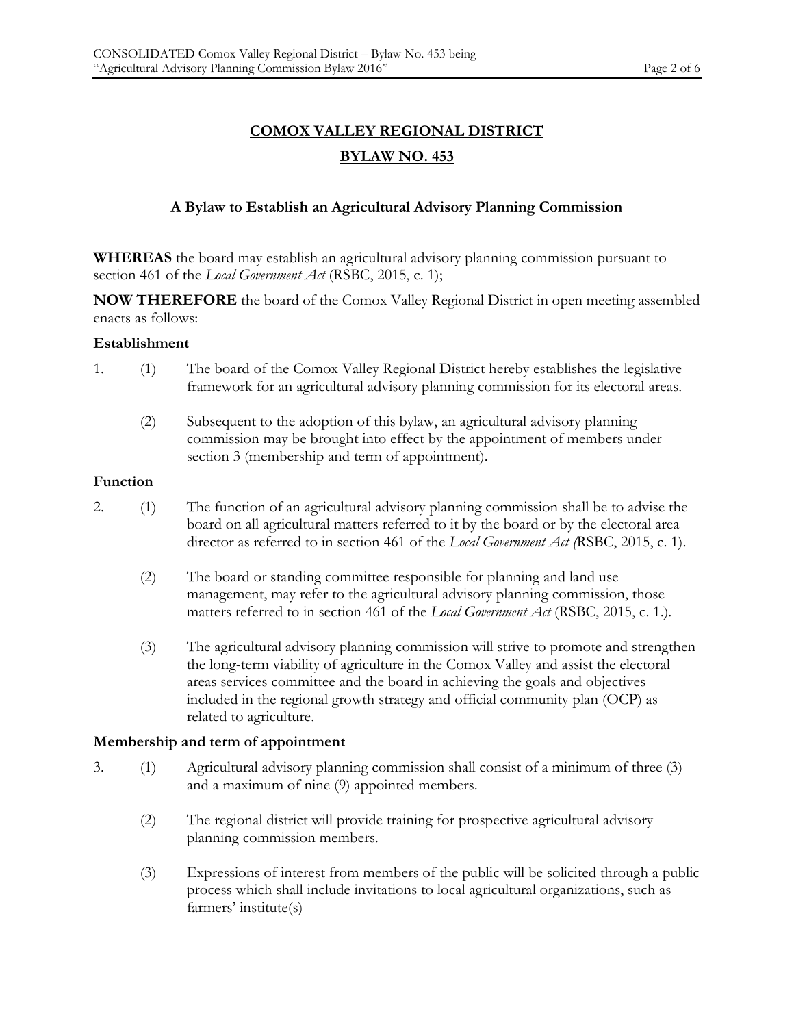# COMOX VALLEY REGIONAL DISTRICT

## BYLAW NO. 453

### A Bylaw to Establish an Agricultural Advisory Planning Commission

**WHEREAS** the board may establish an agricultural advisory planning commission pursuant to section 461 of the *Local Government Act* (RSBC, 2015, c. 1);

**NOW THEREFORE** the board of the Comox Valley Regional District in open meeting assembled enacts as follows:

**Establishment**

1. (1) The board of the Comox Valley Regional District hereby establishes the legislative framework for an agricultural advisory planning commission for its electoral areas.

   (2) Subsequent to the adoption of this bylaw, an agricultural advisory planning commission may be brought into effect by the appointment of members under section 3 (membership and term of appointment).

**Function**

2. (1) The function of an agricultural advisory planning commission shall be to advise the board on all agricultural matters referred to it by the board or by the electoral area director as referred to in section 461 of the *Local Government Act (*RSBC, 2015, c. 1).

   (2) The board or standing committee responsible for planning and land use management, may refer to the agricultural advisory planning commission, those matters referred to in section 461 of the *Local Government Act* (RSBC, 2015, c. 1.).

   (3) The agricultural advisory planning commission will strive to promote and strengthen the long-term viability of agriculture in the Comox Valley and assist the electoral areas services committee and the board in achieving the goals and objectives included in the regional growth strategy and official community plan (OCP) as related to agriculture.

**Membership and term of appointment**

3. (1) Agricultural advisory planning commission shall consist of a minimum of three (3) and a maximum of nine (9) appointed members.

   (2) The regional district will provide training for prospective agricultural advisory planning commission members.

   (3) Expressions of interest from members of the public will be solicited through a public process which shall include invitations to local agricultural organizations, such as farmers' institute(s)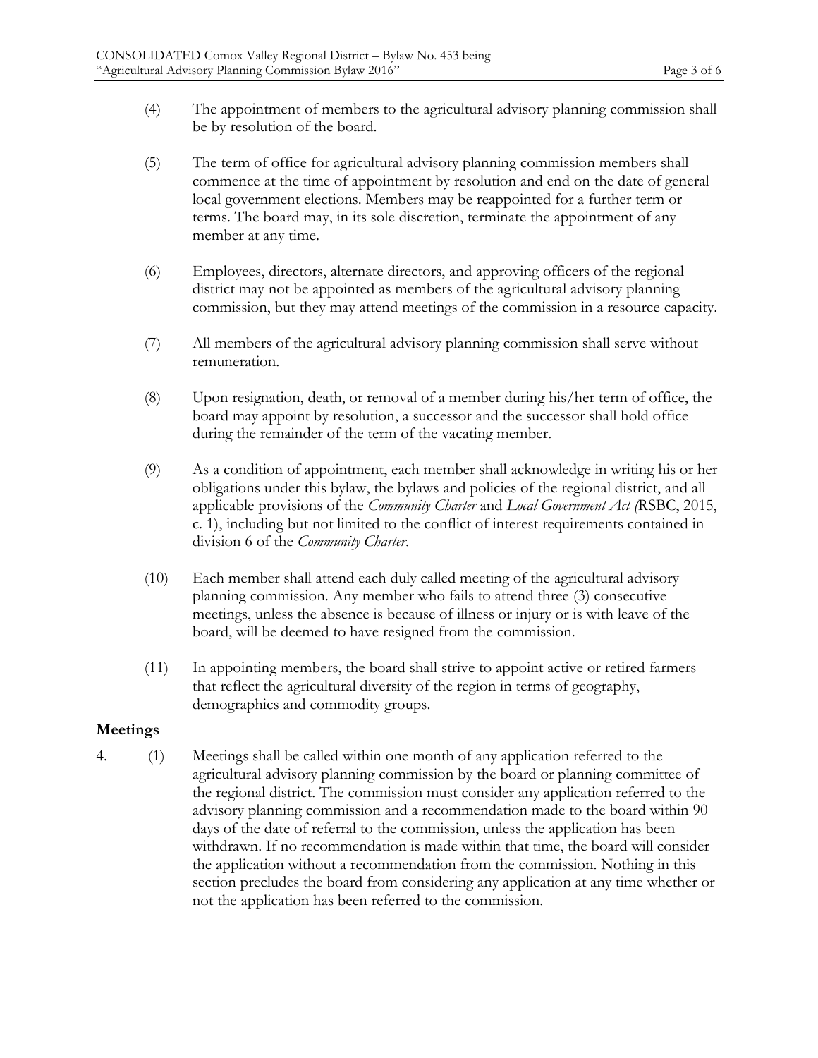(4) The appointment of members to the agricultural advisory planning commission shall be by resolution of the board.

(5) The term of office for agricultural advisory planning commission members shall commence at the time of appointment by resolution and end on the date of general local government elections. Members may be reappointed for a further term or terms. The board may, in its sole discretion, terminate the appointment of any member at any time.

(6) Employees, directors, alternate directors, and approving officers of the regional district may not be appointed as members of the agricultural advisory planning commission, but they may attend meetings of the commission in a resource capacity.

(7) All members of the agricultural advisory planning commission shall serve without remuneration.

(8) Upon resignation, death, or removal of a member during his/her term of office, the board may appoint by resolution, a successor and the successor shall hold office during the remainder of the term of the vacating member.

(9) As a condition of appointment, each member shall acknowledge in writing his or her obligations under this bylaw, the bylaws and policies of the regional district, and all applicable provisions of the *Community Charter* and *Local Government Act (*RSBC, 2015, c. 1), including but not limited to the conflict of interest requirements contained in division 6 of the *Community Charter*.

(10) Each member shall attend each duly called meeting of the agricultural advisory planning commission. Any member who fails to attend three (3) consecutive meetings, unless the absence is because of illness or injury or is with leave of the board, will be deemed to have resigned from the commission.

(11) In appointing members, the board shall strive to appoint active or retired farmers that reflect the agricultural diversity of the region in terms of geography, demographics and commodity groups.

**Meetings**

4. (1) Meetings shall be called within one month of any application referred to the agricultural advisory planning commission by the board or planning committee of the regional district. The commission must consider any application referred to the advisory planning commission and a recommendation made to the board within 90 days of the date of referral to the commission, unless the application has been withdrawn. If no recommendation is made within that time, the board will consider the application without a recommendation from the commission. Nothing in this section precludes the board from considering any application at any time whether or not the application has been referred to the commission.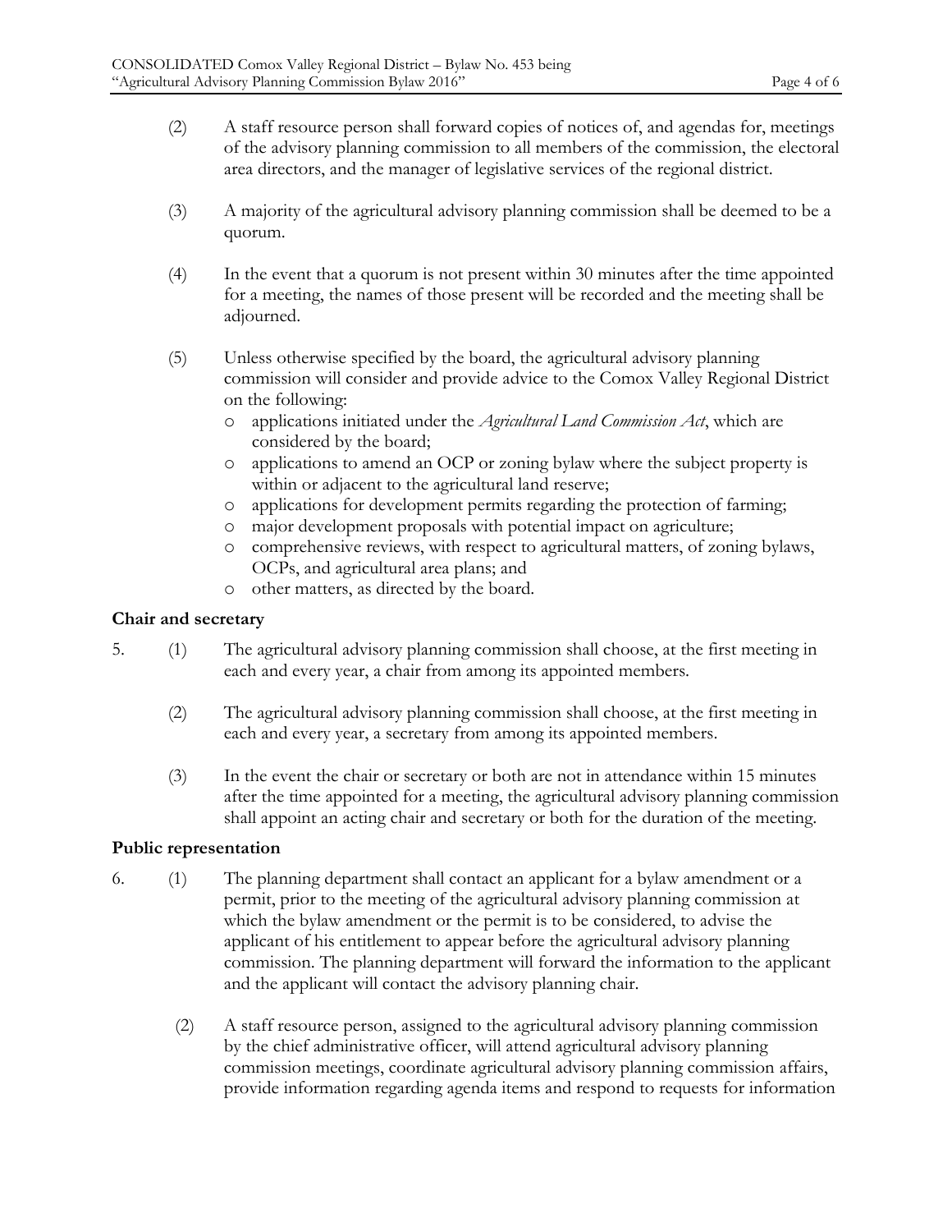(2) A staff resource person shall forward copies of notices of, and agendas for, meetings of the advisory planning commission to all members of the commission, the electoral area directors, and the manager of legislative services of the regional district.

(3) A majority of the agricultural advisory planning commission shall be deemed to be a quorum.

(4) In the event that a quorum is not present within 30 minutes after the time appointed for a meeting, the names of those present will be recorded and the meeting shall be adjourned.

(5) Unless otherwise specified by the board, the agricultural advisory planning commission will consider and provide advice to the Comox Valley Regional District on the following:

- applications initiated under the *Agricultural Land Commission Act*, which are considered by the board;
- applications to amend an OCP or zoning bylaw where the subject property is within or adjacent to the agricultural land reserve;
- applications for development permits regarding the protection of farming;
- major development proposals with potential impact on agriculture;
- comprehensive reviews, with respect to agricultural matters, of zoning bylaws, OCPs, and agricultural area plans; and
- other matters, as directed by the board.

### Chair and secretary

5. (1) The agricultural advisory planning commission shall choose, at the first meeting in each and every year, a chair from among its appointed members.

(2) The agricultural advisory planning commission shall choose, at the first meeting in each and every year, a secretary from among its appointed members.

(3) In the event the chair or secretary or both are not in attendance within 15 minutes after the time appointed for a meeting, the agricultural advisory planning commission shall appoint an acting chair and secretary or both for the duration of the meeting.

### Public representation

6. (1) The planning department shall contact an applicant for a bylaw amendment or a permit, prior to the meeting of the agricultural advisory planning commission at which the bylaw amendment or the permit is to be considered, to advise the applicant of his entitlement to appear before the agricultural advisory planning commission. The planning department will forward the information to the applicant and the applicant will contact the advisory planning chair.

(2) A staff resource person, assigned to the agricultural advisory planning commission by the chief administrative officer, will attend agricultural advisory planning commission meetings, coordinate agricultural advisory planning commission affairs, provide information regarding agenda items and respond to requests for information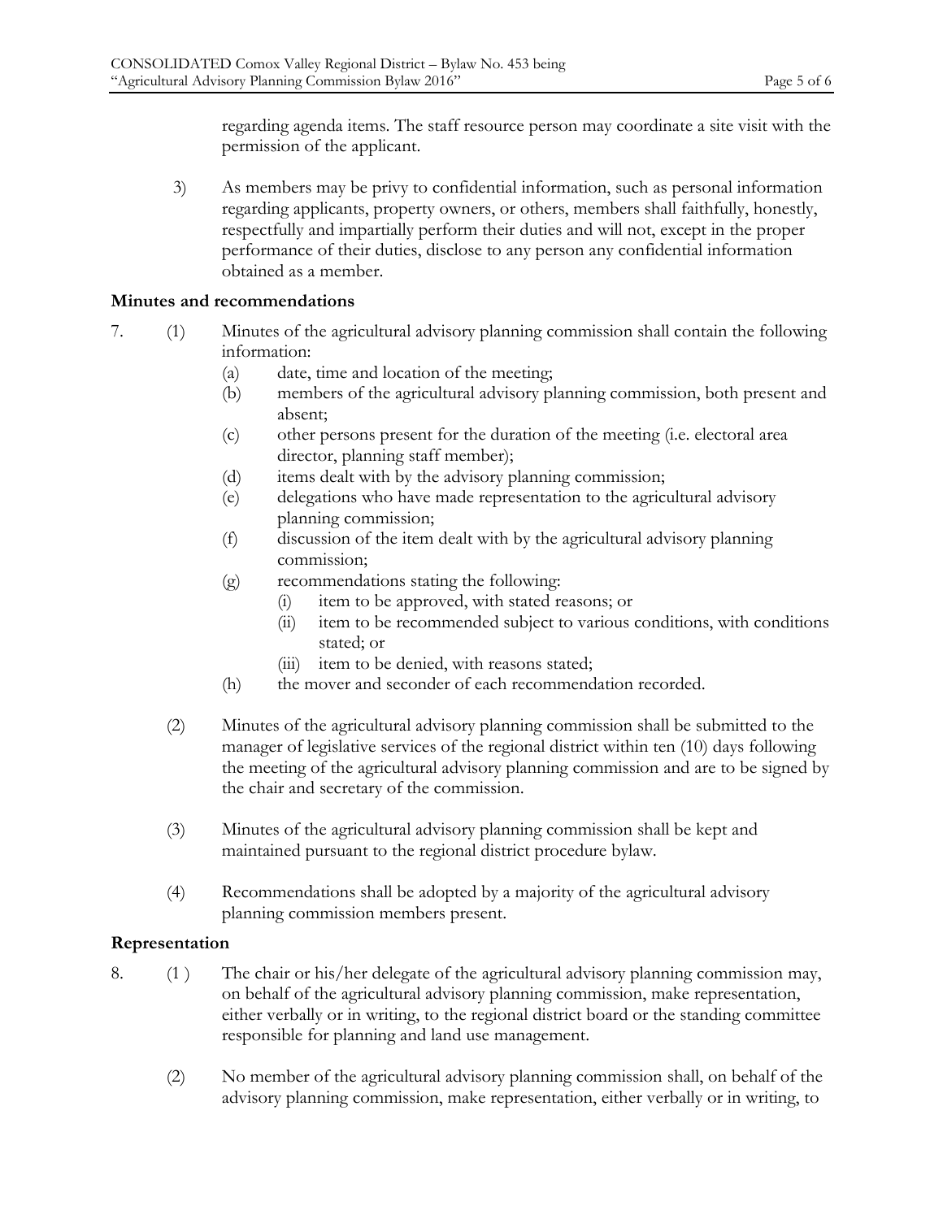regarding agenda items. The staff resource person may coordinate a site visit with the permission of the applicant.

3) As members may be privy to confidential information, such as personal information regarding applicants, property owners, or others, members shall faithfully, honestly, respectfully and impartially perform their duties and will not, except in the proper performance of their duties, disclose to any person any confidential information obtained as a member.

**Minutes and recommendations**

7. (1) Minutes of the agricultural advisory planning commission shall contain the following information:
   - (a) date, time and location of the meeting;
   - (b) members of the agricultural advisory planning commission, both present and absent;
   - (c) other persons present for the duration of the meeting (i.e. electoral area director, planning staff member);
   - (d) items dealt with by the advisory planning commission;
   - (e) delegations who have made representation to the agricultural advisory planning commission;
   - (f) discussion of the item dealt with by the agricultural advisory planning commission;
   - (g) recommendations stating the following:
     - (i) item to be approved, with stated reasons; or
     - (ii) item to be recommended subject to various conditions, with conditions stated; or
     - (iii) item to be denied, with reasons stated;
   - (h) the mover and seconder of each recommendation recorded.

(2) Minutes of the agricultural advisory planning commission shall be submitted to the manager of legislative services of the regional district within ten (10) days following the meeting of the agricultural advisory planning commission and are to be signed by the chair and secretary of the commission.

(3) Minutes of the agricultural advisory planning commission shall be kept and maintained pursuant to the regional district procedure bylaw.

(4) Recommendations shall be adopted by a majority of the agricultural advisory planning commission members present.

**Representation**

8. (1 ) The chair or his/her delegate of the agricultural advisory planning commission may, on behalf of the agricultural advisory planning commission, make representation, either verbally or in writing, to the regional district board or the standing committee responsible for planning and land use management.

(2) No member of the agricultural advisory planning commission shall, on behalf of the advisory planning commission, make representation, either verbally or in writing, to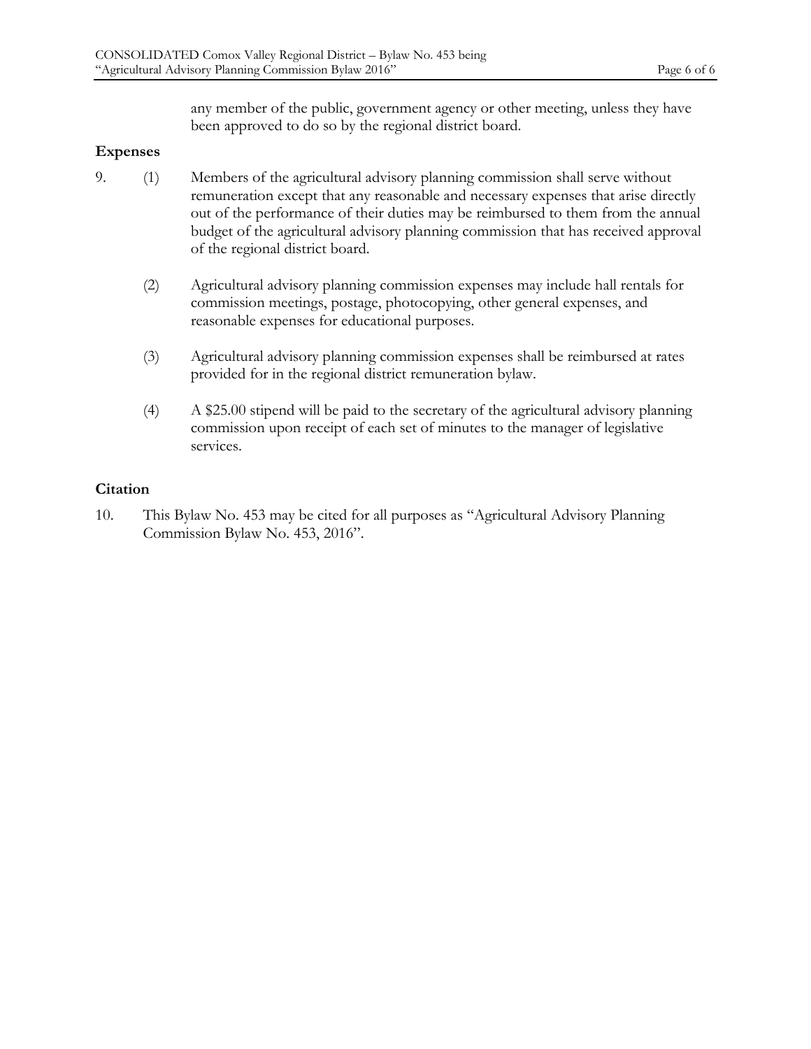any member of the public, government agency or other meeting, unless they have been approved to do so by the regional district board.

**Expenses**

9. (1) Members of the agricultural advisory planning commission shall serve without remuneration except that any reasonable and necessary expenses that arise directly out of the performance of their duties may be reimbursed to them from the annual budget of the agricultural advisory planning commission that has received approval of the regional district board.

   (2) Agricultural advisory planning commission expenses may include hall rentals for commission meetings, postage, photocopying, other general expenses, and reasonable expenses for educational purposes.

   (3) Agricultural advisory planning commission expenses shall be reimbursed at rates provided for in the regional district remuneration bylaw.

   (4) A $25.00 stipend will be paid to the secretary of the agricultural advisory planning commission upon receipt of each set of minutes to the manager of legislative services.

**Citation**

10. This Bylaw No. 453 may be cited for all purposes as "Agricultural Advisory Planning Commission Bylaw No. 453, 2016".